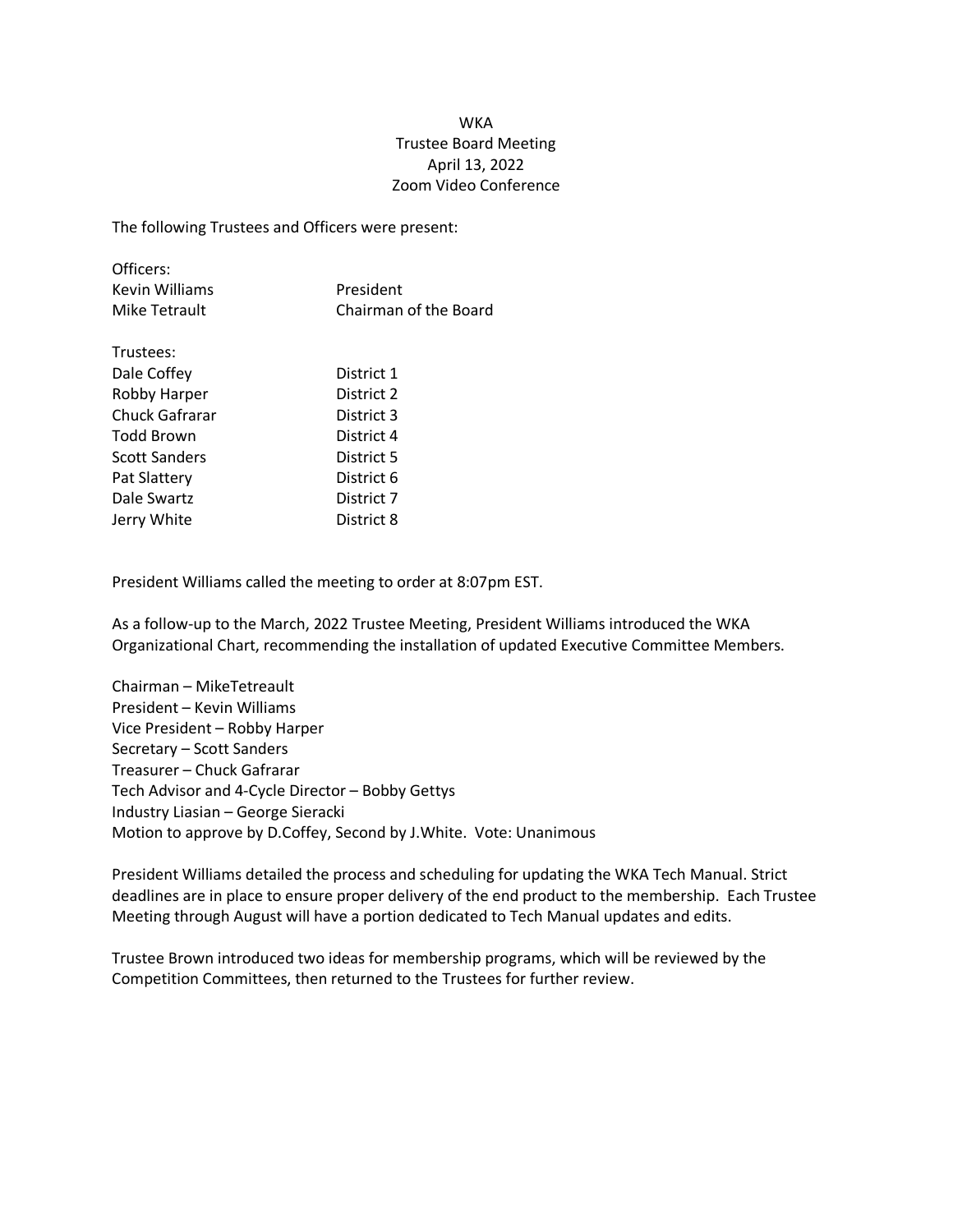WKA
Trustee Board Meeting
April 13, 2022
Zoom Video Conference

The following Trustees and Officers were present:

| Officers: | |
|---|---|
| Kevin Williams | President |
| Mike Tetrault | Chairman of the Board |

| Trustees: | |
|---|---|
| Dale Coffey | District 1 |
| Robby Harper | District 2 |
| Chuck Gafrarar | District 3 |
| Todd Brown | District 4 |
| Scott Sanders | District 5 |
| Pat Slattery | District 6 |
| Dale Swartz | District 7 |
| Jerry White | District 8 |

President Williams called the meeting to order at 8:07pm EST.

As a follow-up to the March, 2022 Trustee Meeting, President Williams introduced the WKA Organizational Chart, recommending the installation of updated Executive Committee Members.

Chairman – MikeTetreault
President – Kevin Williams
Vice President – Robby Harper
Secretary – Scott Sanders
Treasurer – Chuck Gafrarar
Tech Advisor and 4-Cycle Director – Bobby Gettys
Industry Liasian – George Sieracki
Motion to approve by D.Coffey, Second by J.White. Vote: Unanimous

President Williams detailed the process and scheduling for updating the WKA Tech Manual. Strict deadlines are in place to ensure proper delivery of the end product to the membership. Each Trustee Meeting through August will have a portion dedicated to Tech Manual updates and edits.

Trustee Brown introduced two ideas for membership programs, which will be reviewed by the Competition Committees, then returned to the Trustees for further review.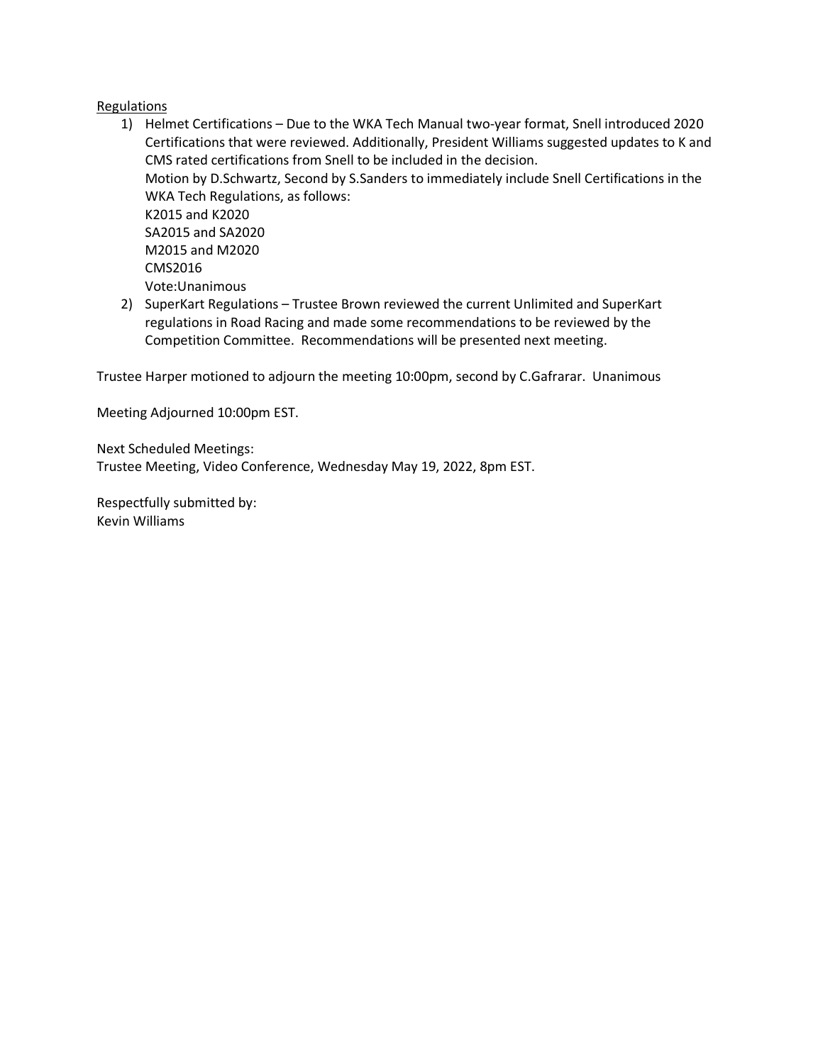Regulations

1) Helmet Certifications – Due to the WKA Tech Manual two-year format, Snell introduced 2020 Certifications that were reviewed. Additionally, President Williams suggested updates to K and CMS rated certifications from Snell to be included in the decision.
   Motion by D.Schwartz, Second by S.Sanders to immediately include Snell Certifications in the WKA Tech Regulations, as follows:
   K2015 and K2020
   SA2015 and SA2020
   M2015 and M2020
   CMS2016
   Vote:Unanimous
2) SuperKart Regulations – Trustee Brown reviewed the current Unlimited and SuperKart regulations in Road Racing and made some recommendations to be reviewed by the Competition Committee. Recommendations will be presented next meeting.

Trustee Harper motioned to adjourn the meeting 10:00pm, second by C.Gafrarar. Unanimous

Meeting Adjourned 10:00pm EST.

Next Scheduled Meetings:
Trustee Meeting, Video Conference, Wednesday May 19, 2022, 8pm EST.

Respectfully submitted by:
Kevin Williams